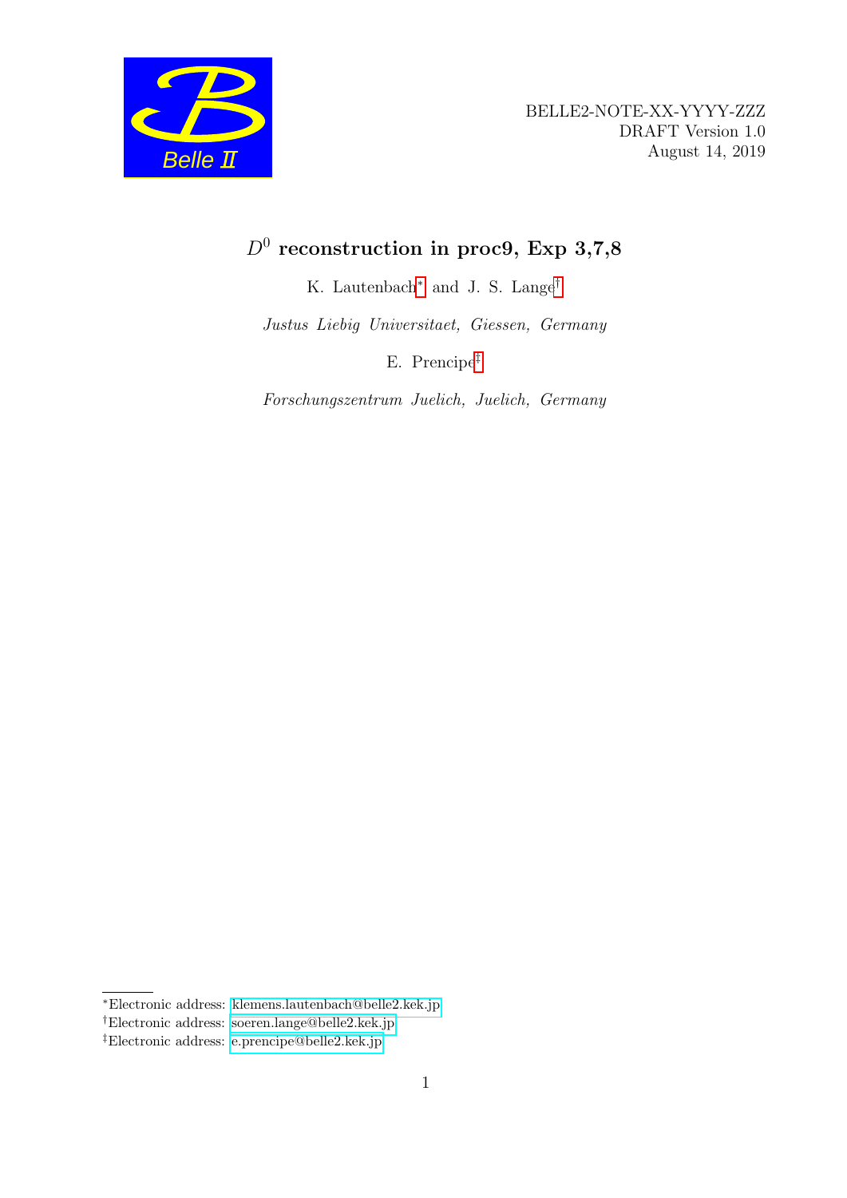BELLE2-NOTE-XX-YYYY-ZZZ
DRAFT Version 1.0
August 14, 2019

# $D^0$ reconstruction in proc9, Exp 3,7,8

K. Lautenbach[*] and J. S. Lange[†]

*Justus Liebig Universitaet, Giessen, Germany*

E. Prencipe[‡]

*Forschungszentrum Juelich, Juelich, Germany*

---

[*] Electronic address: klemens.lautenbach@belle2.kek.jp

[†] Electronic address: soeren.lange@belle2.kek.jp

[‡] Electronic address: e.prencipe@belle2.kek.jp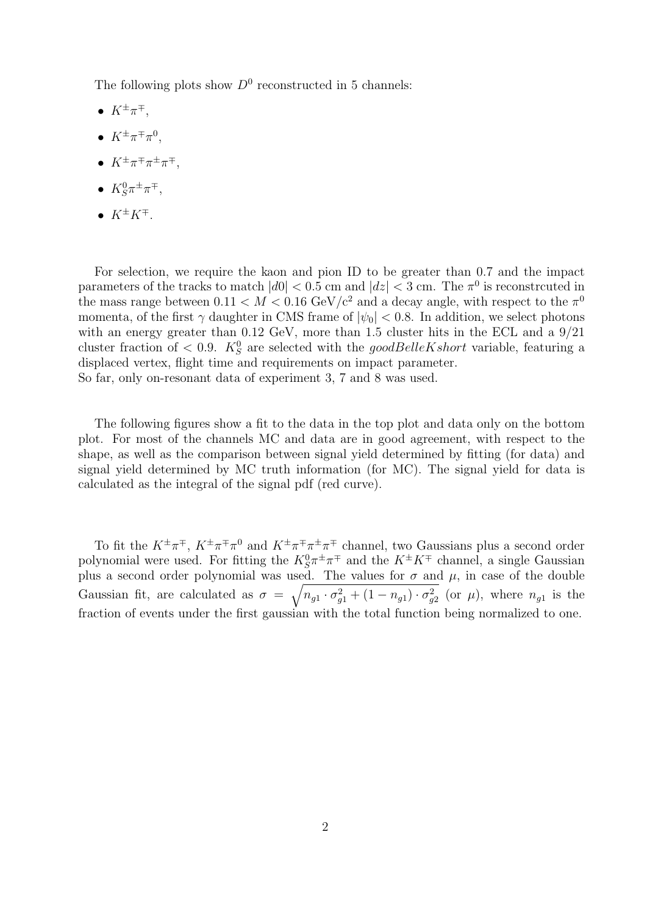The following plots show $D^0$ reconstructed in 5 channels:

- $K^{\pm}\pi^{\mp}$,
- $K^{\pm}\pi^{\mp}\pi^0$,
- $K^{\pm}\pi^{\mp}\pi^{\pm}\pi^{\mp}$,
- $K_S^0\pi^{\pm}\pi^{\mp}$,
- $K^{\pm}K^{\mp}$.

For selection, we require the kaon and pion ID to be greater than 0.7 and the impact parameters of the tracks to match $|d0| < 0.5$ cm and $|dz| < 3$ cm. The $\pi^0$ is reconstrcuted in the mass range between $0.11 < M < 0.16$ GeV/c$^2$ and a decay angle, with respect to the $\pi^0$ momenta, of the first $\gamma$ daughter in CMS frame of $|\psi_0| < 0.8$. In addition, we select photons with an energy greater than 0.12 GeV, more than 1.5 cluster hits in the ECL and a 9/21 cluster fraction of $< 0.9$. $K_S^0$ are selected with the *goodBelleKshort* variable, featuring a displaced vertex, flight time and requirements on impact parameter.
So far, only on-resonant data of experiment 3, 7 and 8 was used.

The following figures show a fit to the data in the top plot and data only on the bottom plot. For most of the channels MC and data are in good agreement, with respect to the shape, as well as the comparison between signal yield determined by fitting (for data) and signal yield determined by MC truth information (for MC). The signal yield for data is calculated as the integral of the signal pdf (red curve).

To fit the $K^{\pm}\pi^{\mp}$, $K^{\pm}\pi^{\mp}\pi^0$ and $K^{\pm}\pi^{\mp}\pi^{\pm}\pi^{\mp}$ channel, two Gaussians plus a second order polynomial were used. For fitting the $K_S^0\pi^{\pm}\pi^{\mp}$ and the $K^{\pm}K^{\mp}$ channel, a single Gaussian plus a second order polynomial was used. The values for $\sigma$ and $\mu$, in case of the double Gaussian fit, are calculated as $\sigma = \sqrt{n_{g1} \cdot \sigma_{g1}^2 + (1 - n_{g1}) \cdot \sigma_{g2}^2}$ (or $\mu$), where $n_{g1}$ is the fraction of events under the first gaussian with the total function being normalized to one.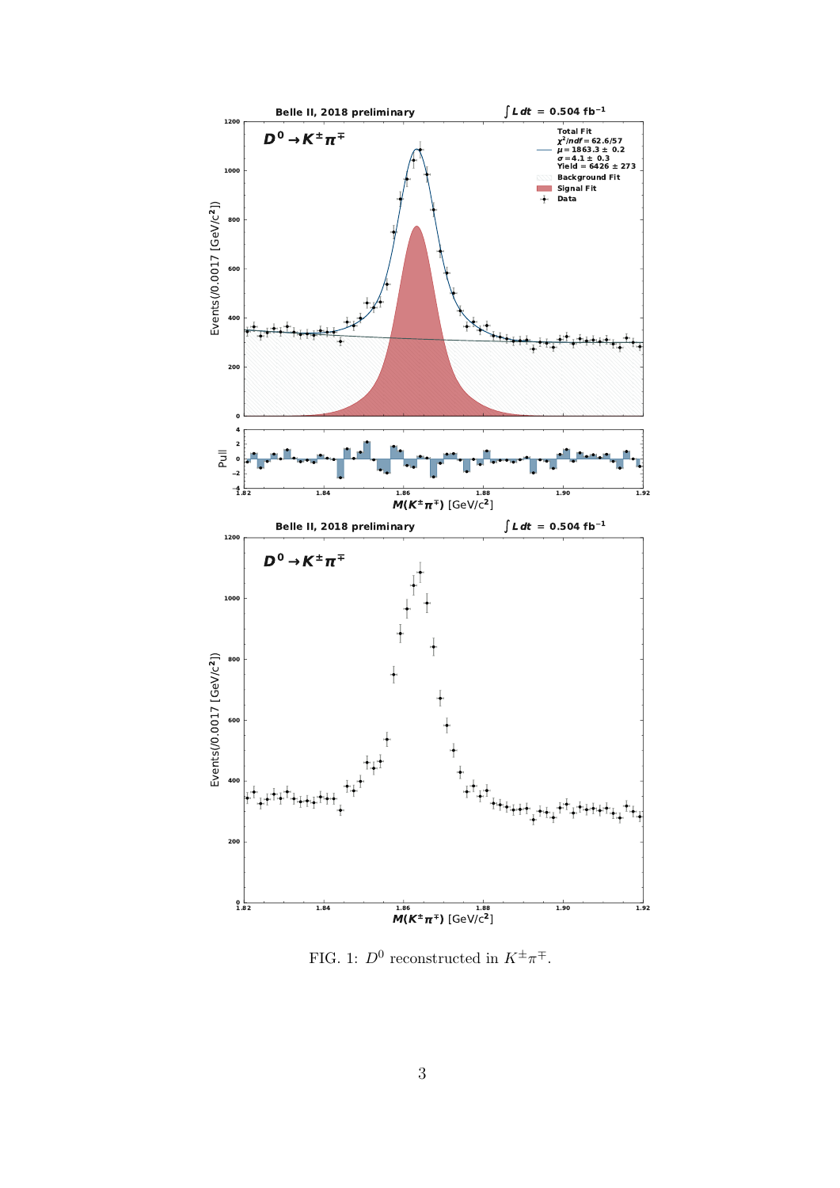FIG. 1: $D^0$ reconstructed in $K^{\pm}\pi^{\mp}$.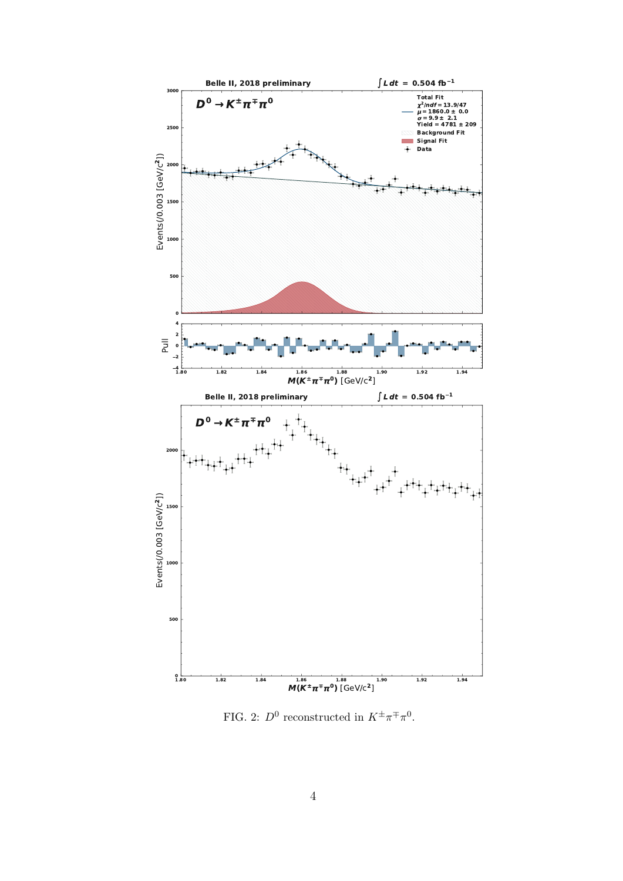FIG. 2: $D^0$ reconstructed in $K^{\pm}\pi^{\mp}\pi^0$.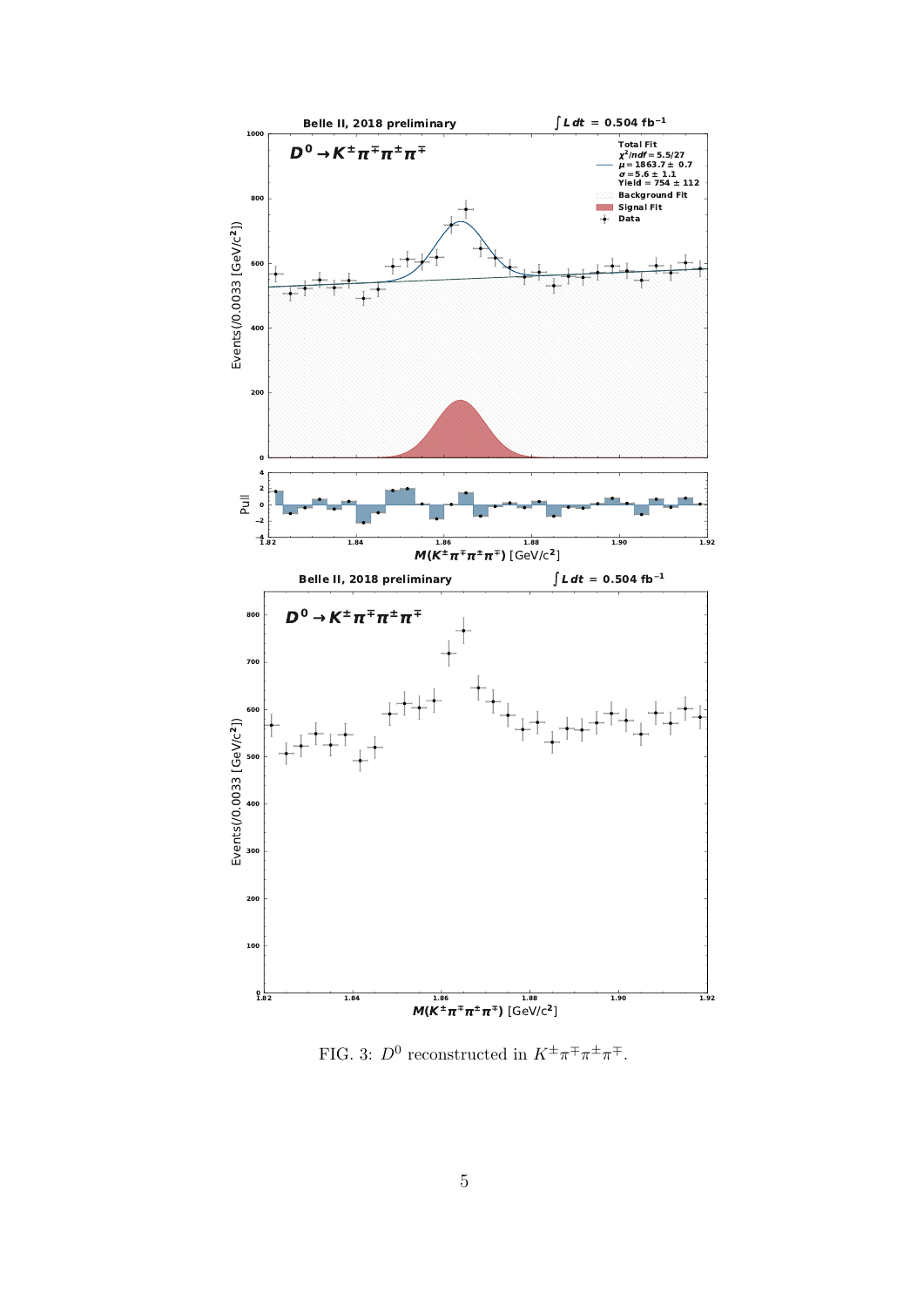FIG. 3: $D^0$ reconstructed in $K^{\pm}\pi^{\mp}\pi^{\pm}\pi^{\mp}$.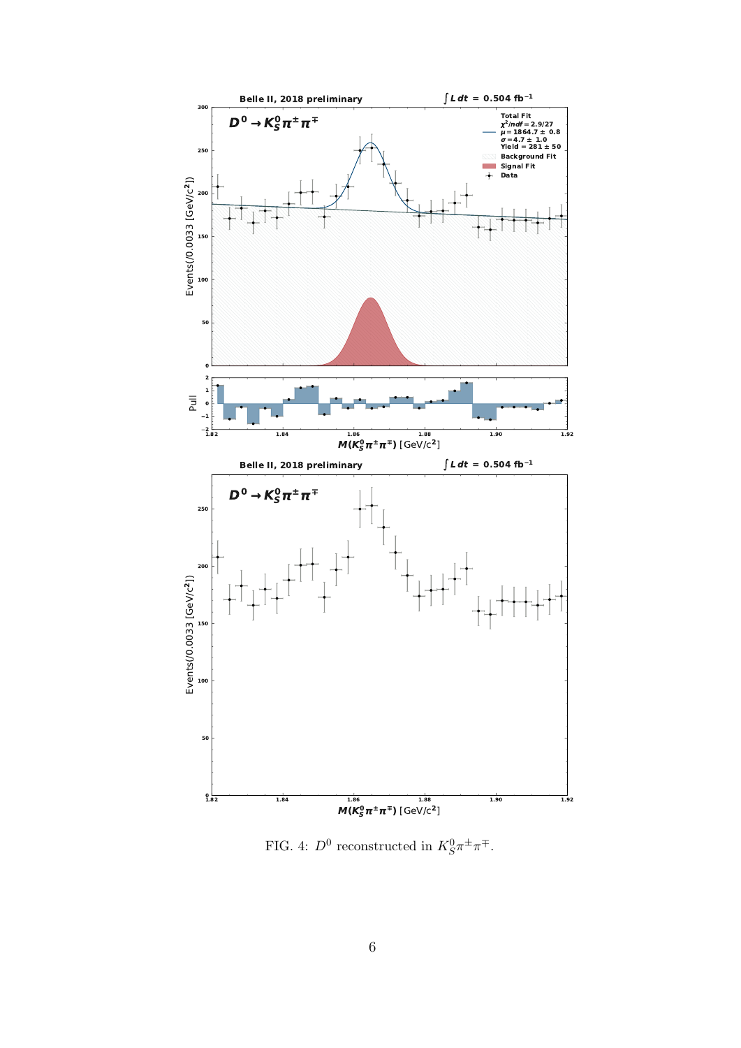FIG. 4: $D^0$ reconstructed in $K_S^0\pi^\pm\pi^\mp$.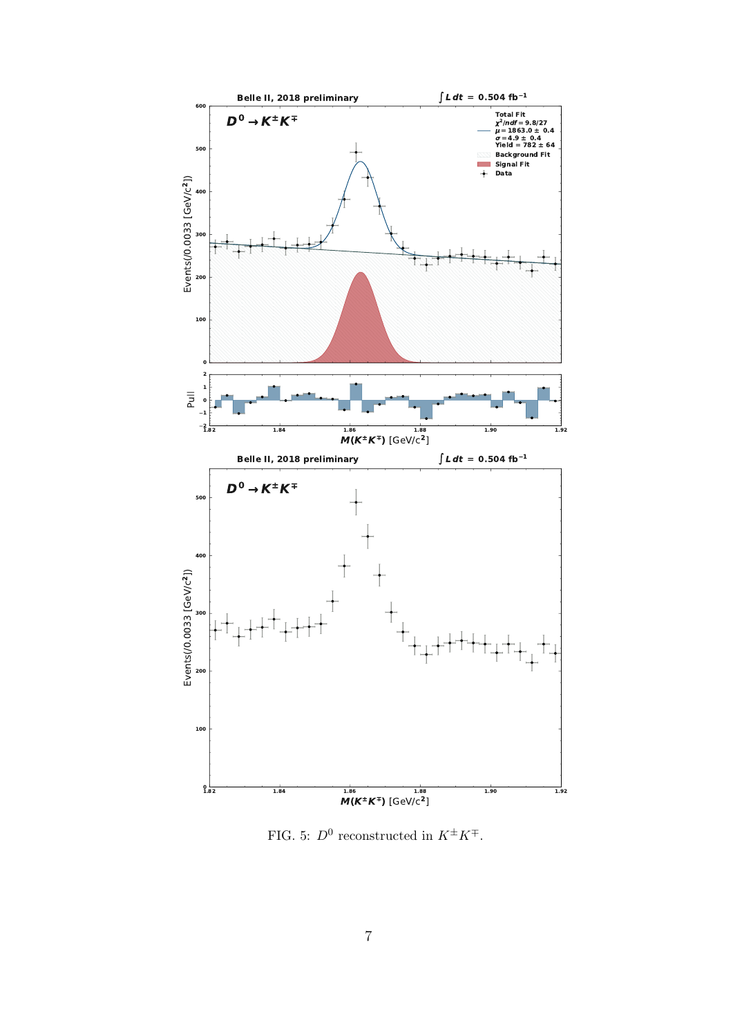FIG. 5: $D^0$ reconstructed in $K^{\pm}K^{\mp}$.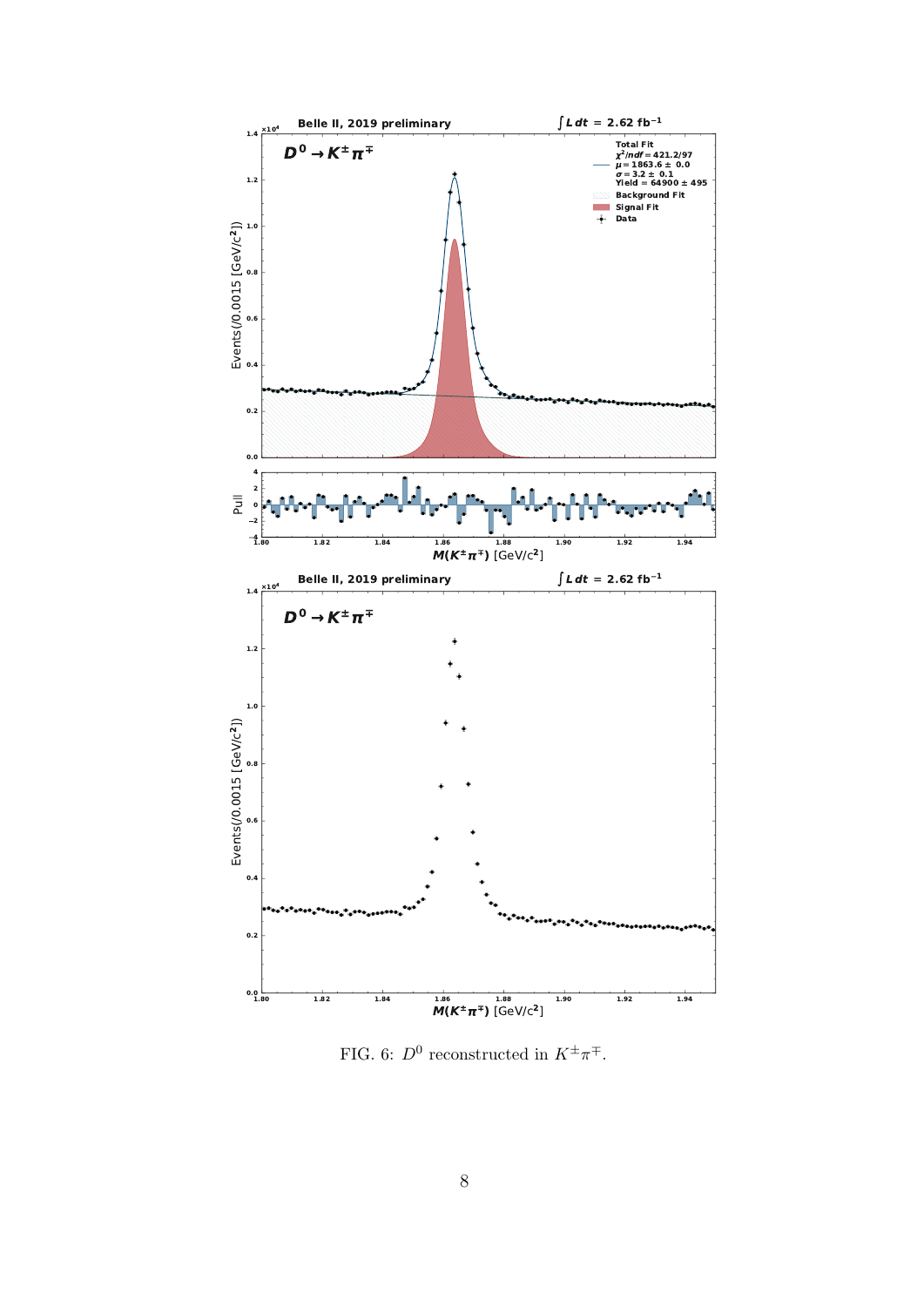FIG. 6: $D^0$ reconstructed in $K^{\pm}\pi^{\mp}$.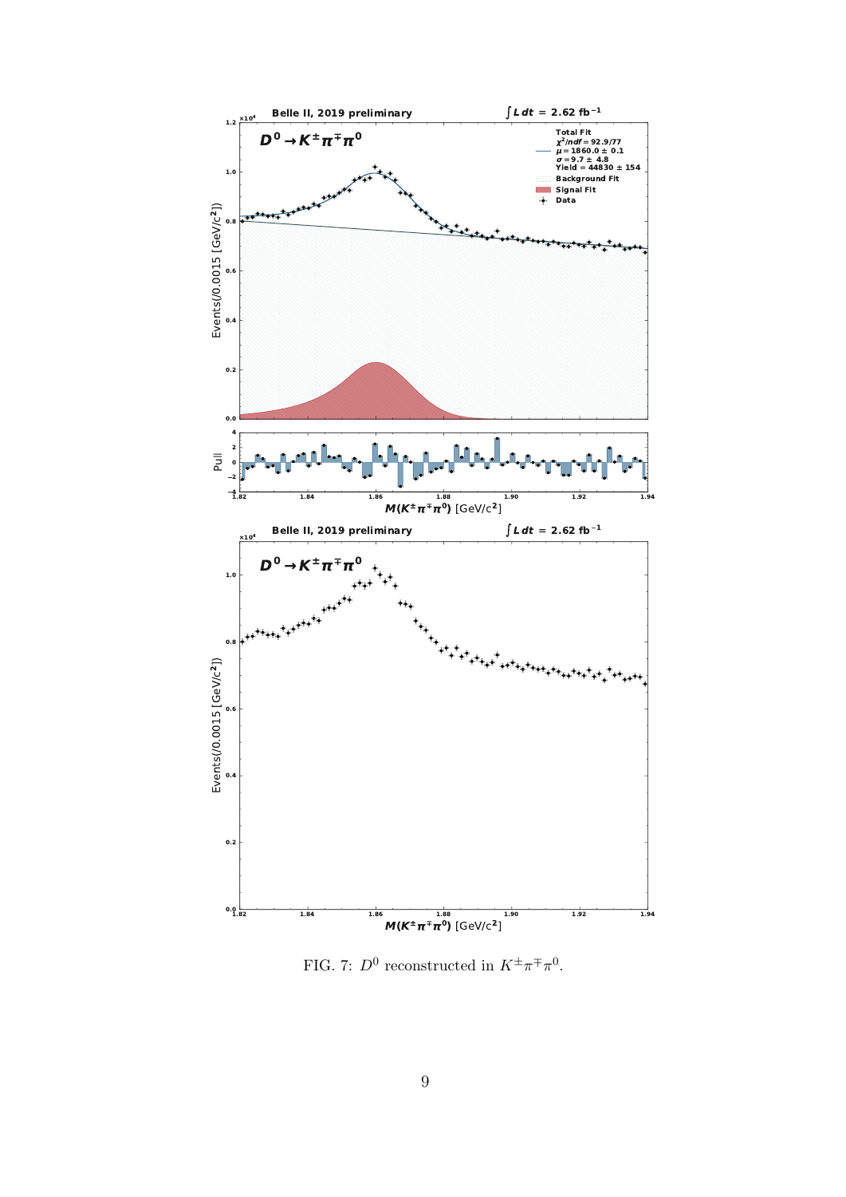FIG. 7: $D^0$ reconstructed in $K^{\pm}\pi^{\mp}\pi^0$.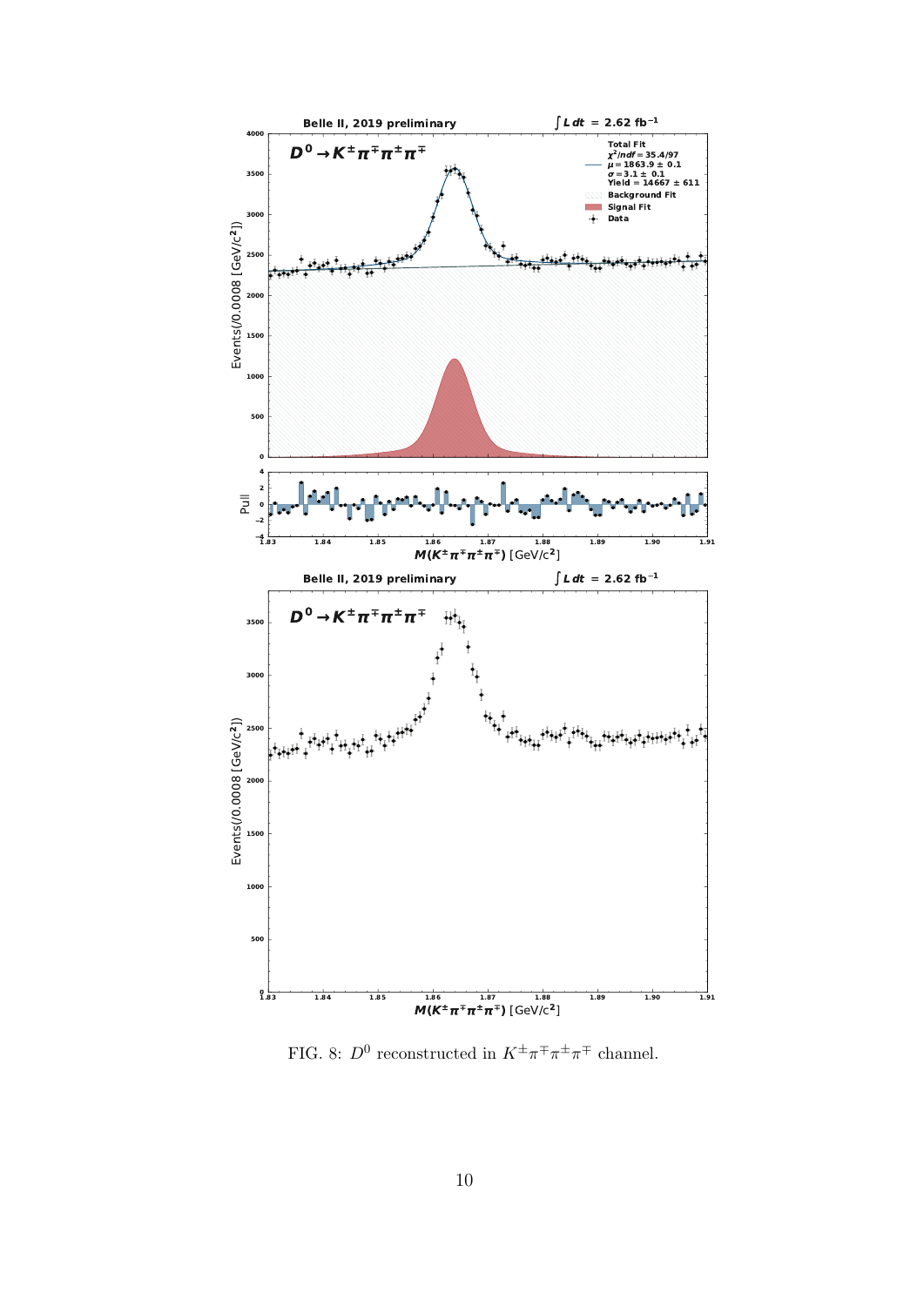FIG. 8: $D^0$ reconstructed in $K^{\pm}\pi^{\mp}\pi^{\pm}\pi^{\mp}$ channel.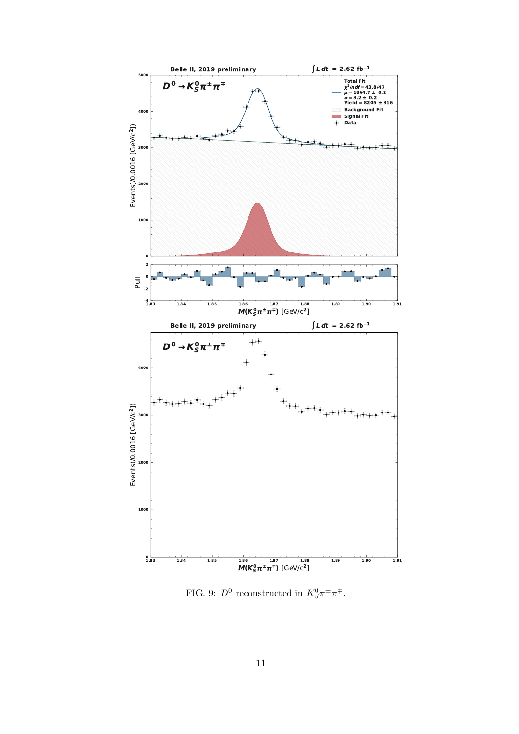FIG. 9: $D^0$ reconstructed in $K_S^0\pi^\pm\pi^\mp$.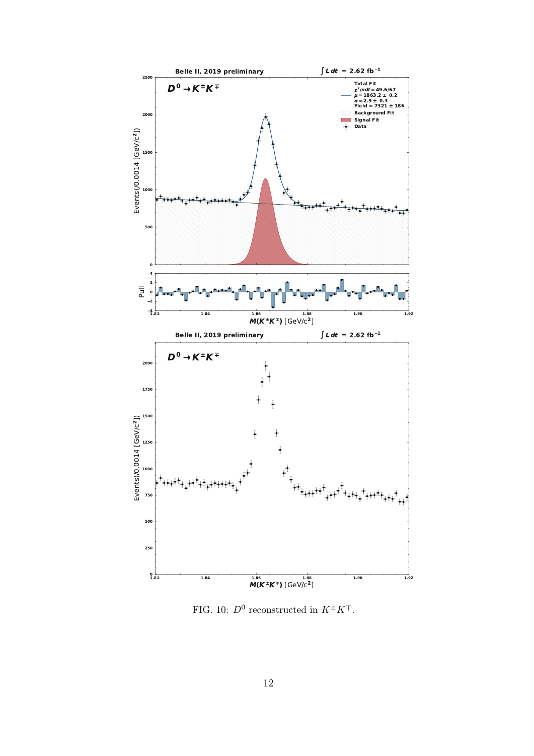Belle II, 2019 preliminary

$\int L\,dt = 2.62\ \text{fb}^{-1}$

$D^0 \to K^{\pm}K^{\mp}$

Total Fit
$\chi^2/ndf = 49.6/67$
$\mu = 1863.2 \pm 0.2$
$\sigma = 2.9 \pm 0.3$
Yield = 7321 ± 186
Background Fit
Signal Fit
Data

Events(/0.0014 [GeV/c$^2$])

2500
2000
1500
1000
500
0

Pull

4
2
0
-2
-4

1.82
1.84
1.86
1.88
1.90
1.92

$M(K^{\pm}K^{\mp})$ [GeV/c$^2$]

Belle II, 2019 preliminary

$\int L\,dt = 2.62\ \text{fb}^{-1}$

$D^0 \to K^{\pm}K^{\mp}$

Events(/0.0014 [GeV/c$^2$])

2000
1750
1500
1250
1000
750
500
250
0

1.82
1.84
1.86
1.88
1.90
1.92

$M(K^{\pm}K^{\mp})$ [GeV/c$^2$]

FIG. 10: $D^0$ reconstructed in $K^{\pm}K^{\mp}$.